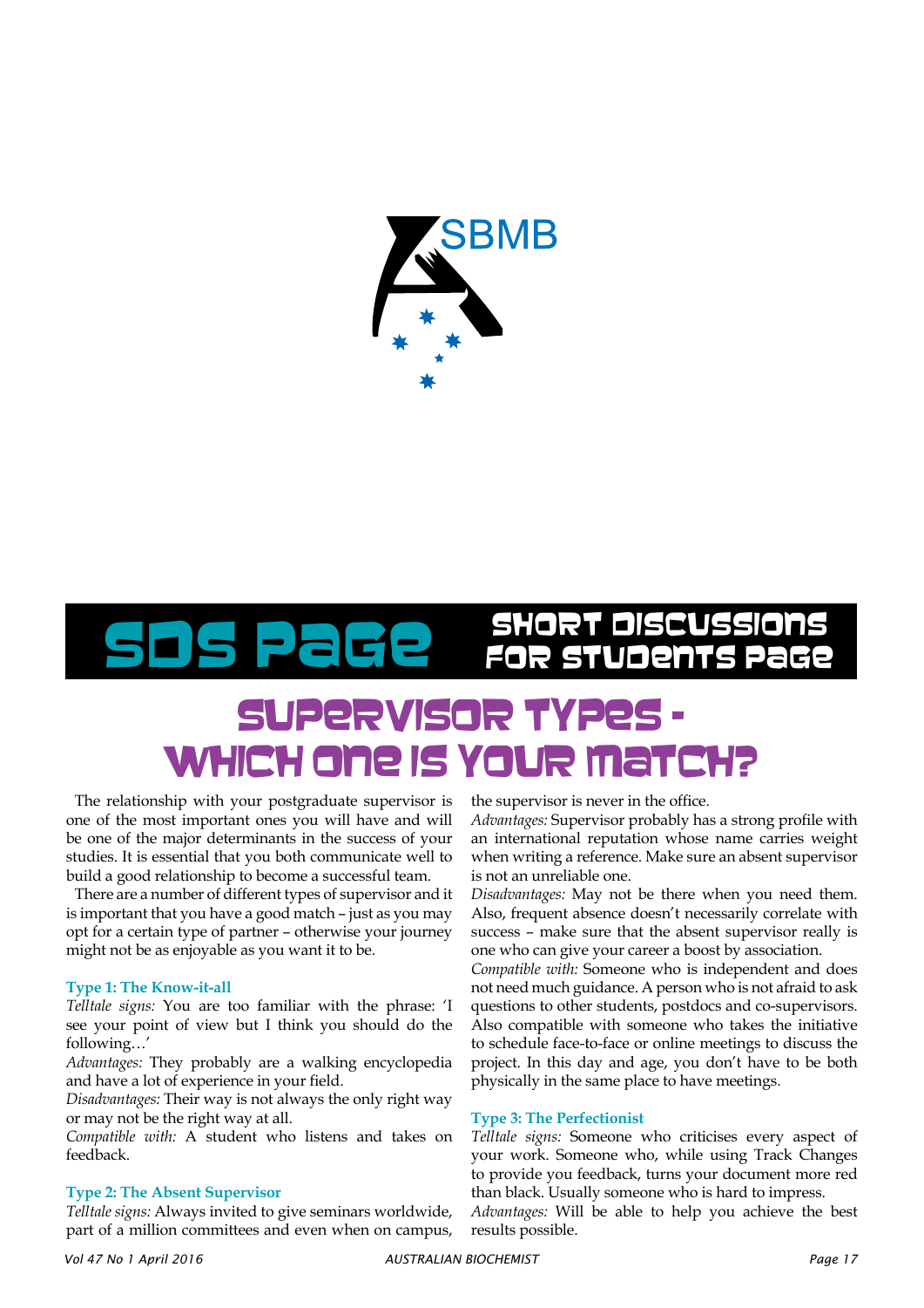SBMB

# SDS Page — Short Discussions for Students Page

## Supervisor Types - Which One is Your Match?

The relationship with your postgraduate supervisor is one of the most important ones you will have and will be one of the major determinants in the success of your studies. It is essential that you both communicate well to build a good relationship to become a successful team.

There are a number of different types of supervisor and it is important that you have a good match – just as you may opt for a certain type of partner – otherwise your journey might not be as enjoyable as you want it to be.

### Type 1: The Know-it-all

*Telltale signs:* You are too familiar with the phrase: 'I see your point of view but I think you should do the following…'

*Advantages:* They probably are a walking encyclopedia and have a lot of experience in your field.

*Disadvantages:* Their way is not always the only right way or may not be the right way at all.

*Compatible with:* A student who listens and takes on feedback.

### Type 2: The Absent Supervisor

*Telltale signs:* Always invited to give seminars worldwide, part of a million committees and even when on campus, the supervisor is never in the office.

*Advantages:* Supervisor probably has a strong profile with an international reputation whose name carries weight when writing a reference. Make sure an absent supervisor is not an unreliable one.

*Disadvantages:* May not be there when you need them. Also, frequent absence doesn't necessarily correlate with success – make sure that the absent supervisor really is one who can give your career a boost by association.

*Compatible with:* Someone who is independent and does not need much guidance. A person who is not afraid to ask questions to other students, postdocs and co-supervisors. Also compatible with someone who takes the initiative to schedule face-to-face or online meetings to discuss the project. In this day and age, you don't have to be both physically in the same place to have meetings.

### Type 3: The Perfectionist

*Telltale signs:* Someone who criticises every aspect of your work. Someone who, while using Track Changes to provide you feedback, turns your document more red than black. Usually someone who is hard to impress.

*Advantages:* Will be able to help you achieve the best results possible.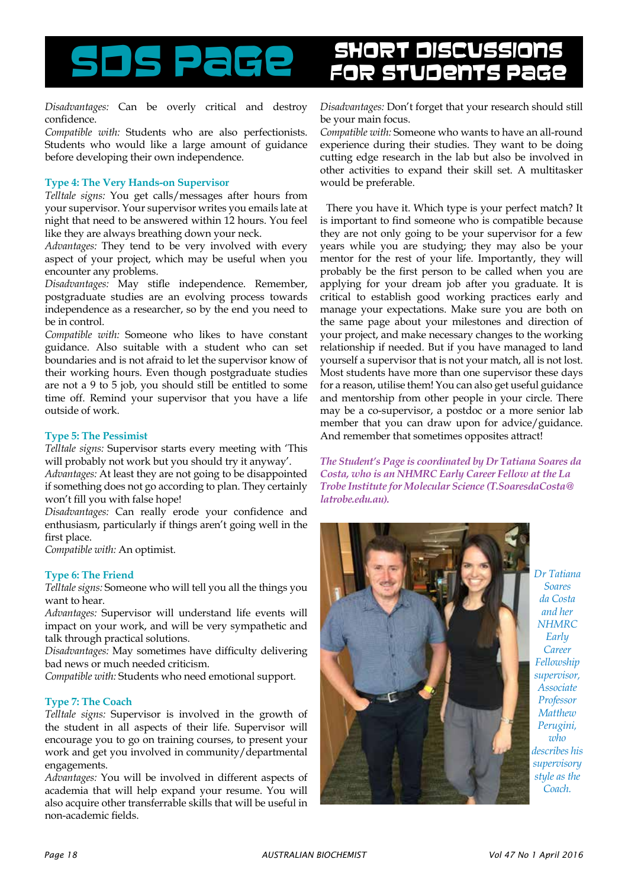# SDS Page

## Short Discussions for Students Page

*Disadvantages:* Can be overly critical and destroy confidence.
*Compatible with:* Students who are also perfectionists. Students who would like a large amount of guidance before developing their own independence.

### Type 4: The Very Hands-on Supervisor

*Telltale signs:* You get calls/messages after hours from your supervisor. Your supervisor writes you emails late at night that need to be answered within 12 hours. You feel like they are always breathing down your neck.
*Advantages:* They tend to be very involved with every aspect of your project, which may be useful when you encounter any problems.
*Disadvantages:* May stifle independence. Remember, postgraduate studies are an evolving process towards independence as a researcher, so by the end you need to be in control.
*Compatible with:* Someone who likes to have constant guidance. Also suitable with a student who can set boundaries and is not afraid to let the supervisor know of their working hours. Even though postgraduate studies are not a 9 to 5 job, you should still be entitled to some time off. Remind your supervisor that you have a life outside of work.

### Type 5: The Pessimist

*Telltale signs:* Supervisor starts every meeting with 'This will probably not work but you should try it anyway'.
*Advantages:* At least they are not going to be disappointed if something does not go according to plan. They certainly won't fill you with false hope!
*Disadvantages:* Can really erode your confidence and enthusiasm, particularly if things aren't going well in the first place.
*Compatible with:* An optimist.

### Type 6: The Friend

*Telltale signs:* Someone who will tell you all the things you want to hear.
*Advantages:* Supervisor will understand life events will impact on your work, and will be very sympathetic and talk through practical solutions.
*Disadvantages:* May sometimes have difficulty delivering bad news or much needed criticism.
*Compatible with:* Students who need emotional support.

### Type 7: The Coach

*Telltale signs:* Supervisor is involved in the growth of the student in all aspects of their life. Supervisor will encourage you to go on training courses, to present your work and get you involved in community/departmental engagements.
*Advantages:* You will be involved in different aspects of academia that will help expand your resume. You will also acquire other transferrable skills that will be useful in non-academic fields.
*Disadvantages:* Don't forget that your research should still be your main focus.
*Compatible with:* Someone who wants to have an all-round experience during their studies. They want to be doing cutting edge research in the lab but also be involved in other activities to expand their skill set. A multitasker would be preferable.

There you have it. Which type is your perfect match? It is important to find someone who is compatible because they are not only going to be your supervisor for a few years while you are studying; they may also be your mentor for the rest of your life. Importantly, they will probably be the first person to be called when you are applying for your dream job after you graduate. It is critical to establish good working practices early and manage your expectations. Make sure you are both on the same page about your milestones and direction of your project, and make necessary changes to the working relationship if needed. But if you have managed to land yourself a supervisor that is not your match, all is not lost. Most students have more than one supervisor these days for a reason, utilise them! You can also get useful guidance and mentorship from other people in your circle. There may be a co-supervisor, a postdoc or a more senior lab member that you can draw upon for advice/guidance. And remember that sometimes opposites attract!

***The Student's Page is coordinated by Dr Tatiana Soares da Costa, who is an NHMRC Early Career Fellow at the La Trobe Institute for Molecular Science (T.SoaresdaCosta@latrobe.edu.au).***

*Dr Tatiana Soares da Costa and her NHMRC Early Career Fellowship supervisor, Associate Professor Matthew Perugini, who describes his supervisory style as the Coach.*